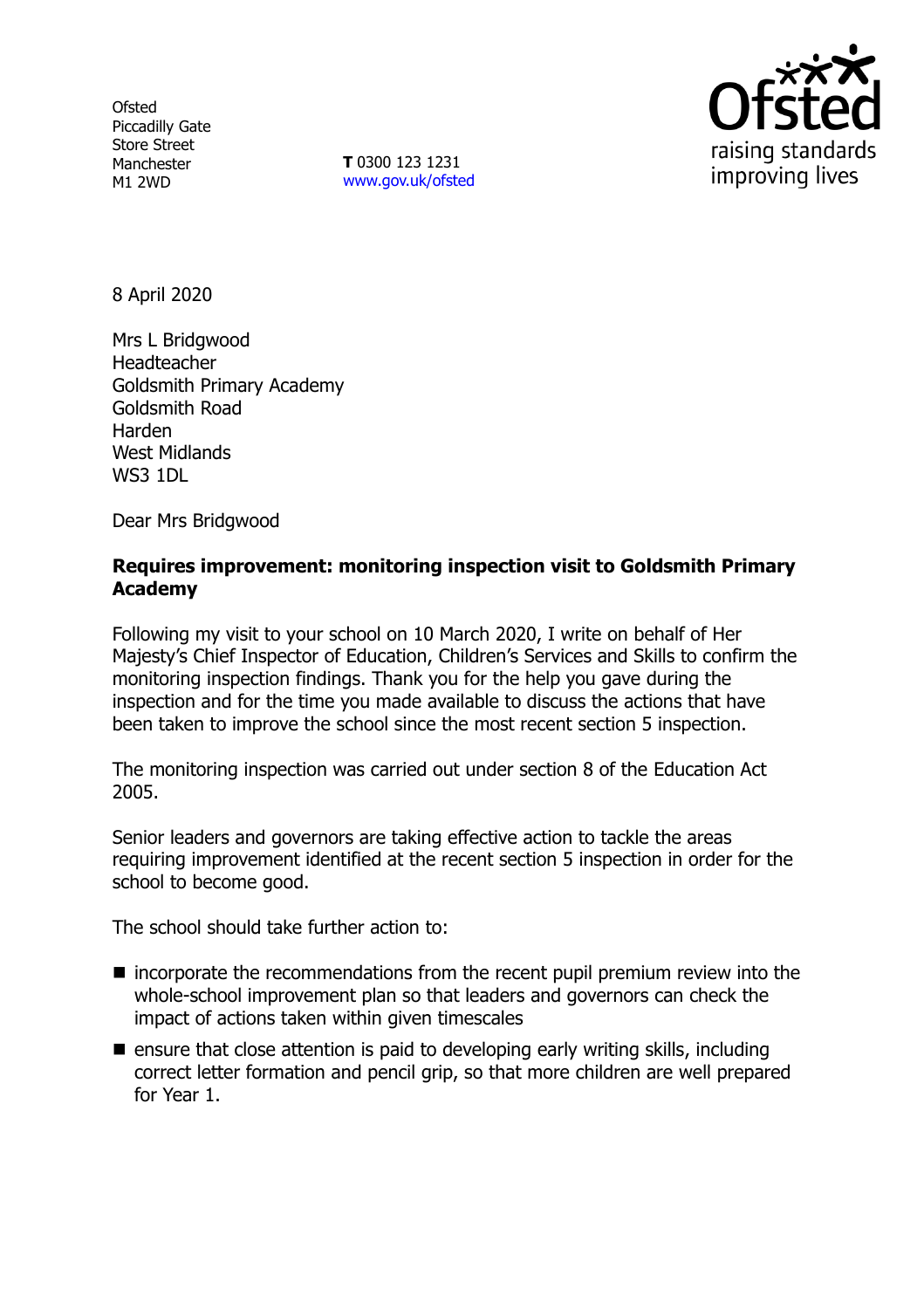Ofsted
Piccadilly Gate
Store Street
Manchester
M1 2WD

**T** 0300 123 1231
www.gov.uk/ofsted

8 April 2020

Mrs L Bridgwood
Headteacher
Goldsmith Primary Academy
Goldsmith Road
Harden
West Midlands
WS3 1DL

Dear Mrs Bridgwood

**Requires improvement: monitoring inspection visit to Goldsmith Primary Academy**

Following my visit to your school on 10 March 2020, I write on behalf of Her Majesty's Chief Inspector of Education, Children's Services and Skills to confirm the monitoring inspection findings. Thank you for the help you gave during the inspection and for the time you made available to discuss the actions that have been taken to improve the school since the most recent section 5 inspection.

The monitoring inspection was carried out under section 8 of the Education Act 2005.

Senior leaders and governors are taking effective action to tackle the areas requiring improvement identified at the recent section 5 inspection in order for the school to become good.

The school should take further action to:

- incorporate the recommendations from the recent pupil premium review into the whole-school improvement plan so that leaders and governors can check the impact of actions taken within given timescales
- ensure that close attention is paid to developing early writing skills, including correct letter formation and pencil grip, so that more children are well prepared for Year 1.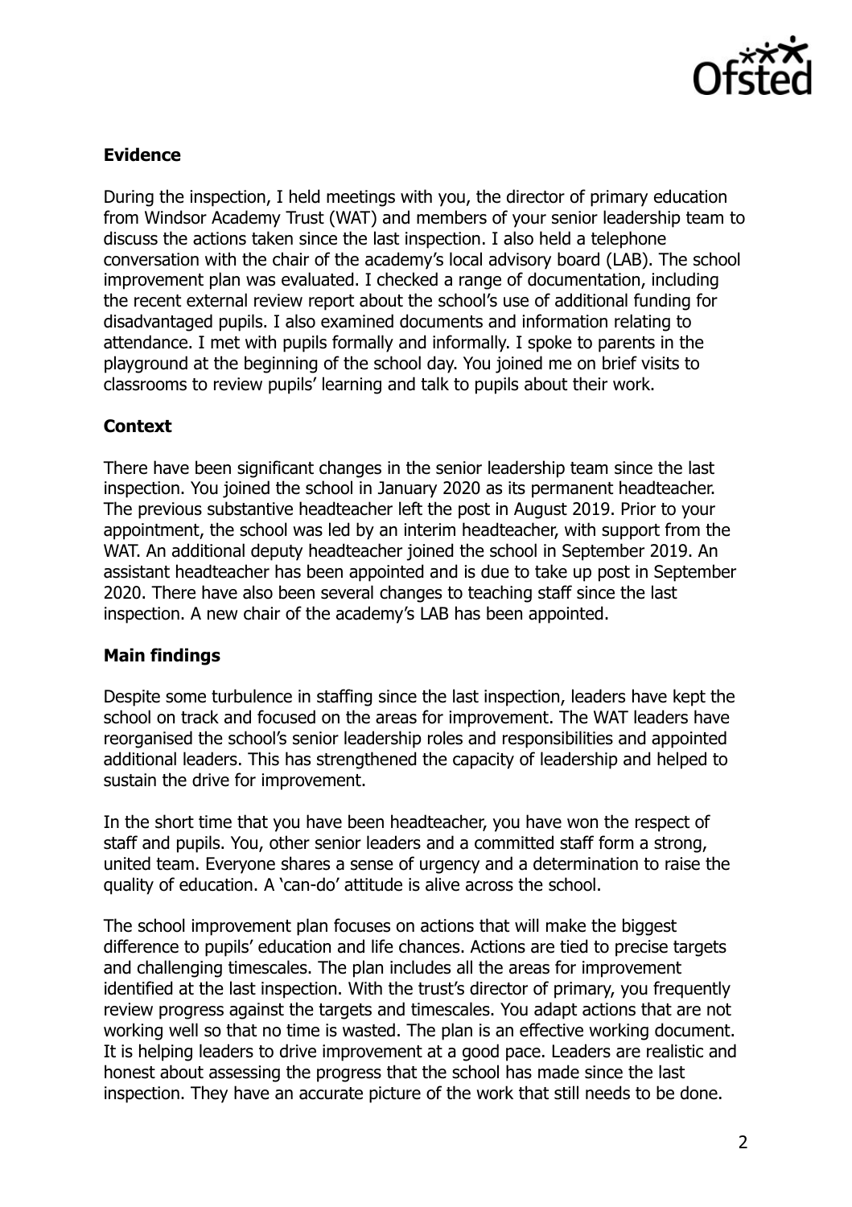## Evidence

During the inspection, I held meetings with you, the director of primary education from Windsor Academy Trust (WAT) and members of your senior leadership team to discuss the actions taken since the last inspection. I also held a telephone conversation with the chair of the academy's local advisory board (LAB). The school improvement plan was evaluated. I checked a range of documentation, including the recent external review report about the school's use of additional funding for disadvantaged pupils. I also examined documents and information relating to attendance. I met with pupils formally and informally. I spoke to parents in the playground at the beginning of the school day. You joined me on brief visits to classrooms to review pupils' learning and talk to pupils about their work.

## Context

There have been significant changes in the senior leadership team since the last inspection. You joined the school in January 2020 as its permanent headteacher. The previous substantive headteacher left the post in August 2019. Prior to your appointment, the school was led by an interim headteacher, with support from the WAT. An additional deputy headteacher joined the school in September 2019. An assistant headteacher has been appointed and is due to take up post in September 2020. There have also been several changes to teaching staff since the last inspection. A new chair of the academy's LAB has been appointed.

## Main findings

Despite some turbulence in staffing since the last inspection, leaders have kept the school on track and focused on the areas for improvement. The WAT leaders have reorganised the school's senior leadership roles and responsibilities and appointed additional leaders. This has strengthened the capacity of leadership and helped to sustain the drive for improvement.

In the short time that you have been headteacher, you have won the respect of staff and pupils. You, other senior leaders and a committed staff form a strong, united team. Everyone shares a sense of urgency and a determination to raise the quality of education. A 'can-do' attitude is alive across the school.

The school improvement plan focuses on actions that will make the biggest difference to pupils' education and life chances. Actions are tied to precise targets and challenging timescales. The plan includes all the areas for improvement identified at the last inspection. With the trust's director of primary, you frequently review progress against the targets and timescales. You adapt actions that are not working well so that no time is wasted. The plan is an effective working document. It is helping leaders to drive improvement at a good pace. Leaders are realistic and honest about assessing the progress that the school has made since the last inspection. They have an accurate picture of the work that still needs to be done.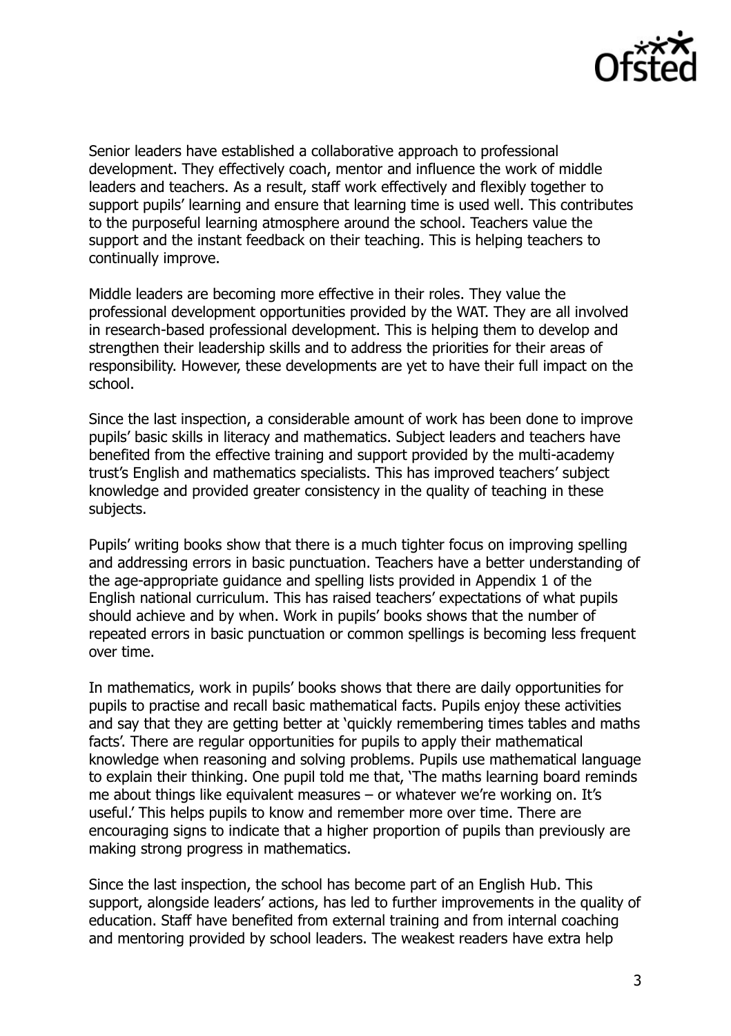Senior leaders have established a collaborative approach to professional development. They effectively coach, mentor and influence the work of middle leaders and teachers. As a result, staff work effectively and flexibly together to support pupils' learning and ensure that learning time is used well. This contributes to the purposeful learning atmosphere around the school. Teachers value the support and the instant feedback on their teaching. This is helping teachers to continually improve.

Middle leaders are becoming more effective in their roles. They value the professional development opportunities provided by the WAT. They are all involved in research-based professional development. This is helping them to develop and strengthen their leadership skills and to address the priorities for their areas of responsibility. However, these developments are yet to have their full impact on the school.

Since the last inspection, a considerable amount of work has been done to improve pupils' basic skills in literacy and mathematics. Subject leaders and teachers have benefited from the effective training and support provided by the multi-academy trust's English and mathematics specialists. This has improved teachers' subject knowledge and provided greater consistency in the quality of teaching in these subjects.

Pupils' writing books show that there is a much tighter focus on improving spelling and addressing errors in basic punctuation. Teachers have a better understanding of the age-appropriate guidance and spelling lists provided in Appendix 1 of the English national curriculum. This has raised teachers' expectations of what pupils should achieve and by when. Work in pupils' books shows that the number of repeated errors in basic punctuation or common spellings is becoming less frequent over time.

In mathematics, work in pupils' books shows that there are daily opportunities for pupils to practise and recall basic mathematical facts. Pupils enjoy these activities and say that they are getting better at 'quickly remembering times tables and maths facts'. There are regular opportunities for pupils to apply their mathematical knowledge when reasoning and solving problems. Pupils use mathematical language to explain their thinking. One pupil told me that, 'The maths learning board reminds me about things like equivalent measures – or whatever we're working on. It's useful.' This helps pupils to know and remember more over time. There are encouraging signs to indicate that a higher proportion of pupils than previously are making strong progress in mathematics.

Since the last inspection, the school has become part of an English Hub. This support, alongside leaders' actions, has led to further improvements in the quality of education. Staff have benefited from external training and from internal coaching and mentoring provided by school leaders. The weakest readers have extra help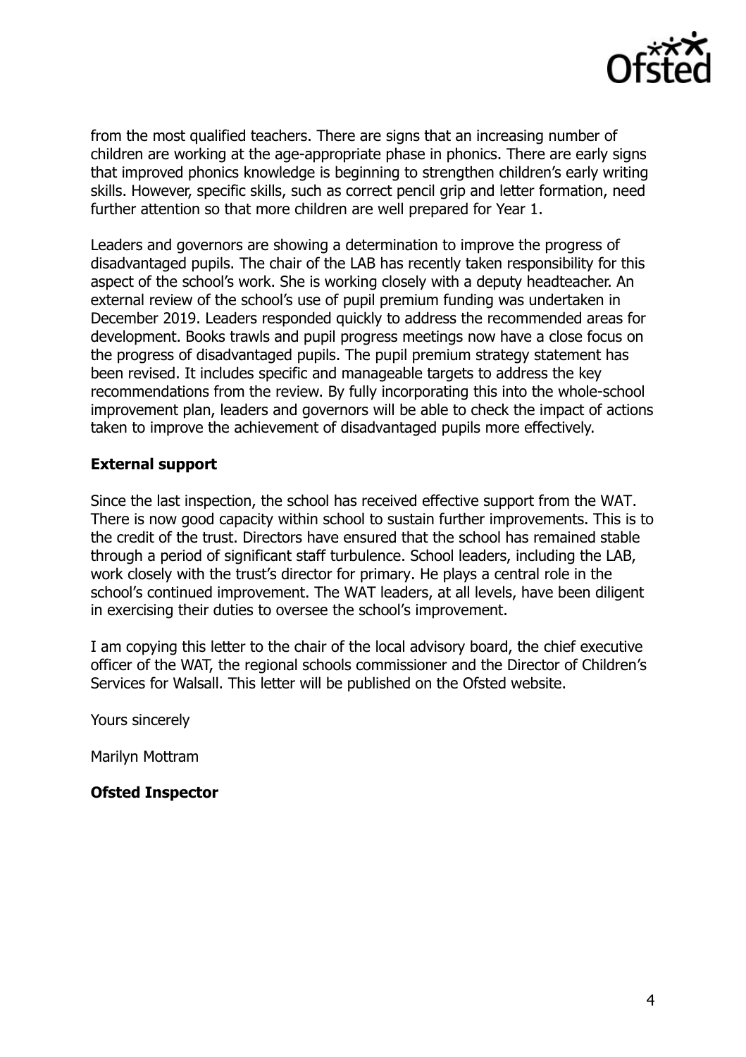from the most qualified teachers. There are signs that an increasing number of children are working at the age-appropriate phase in phonics. There are early signs that improved phonics knowledge is beginning to strengthen children's early writing skills. However, specific skills, such as correct pencil grip and letter formation, need further attention so that more children are well prepared for Year 1.

Leaders and governors are showing a determination to improve the progress of disadvantaged pupils. The chair of the LAB has recently taken responsibility for this aspect of the school's work. She is working closely with a deputy headteacher. An external review of the school's use of pupil premium funding was undertaken in December 2019. Leaders responded quickly to address the recommended areas for development. Books trawls and pupil progress meetings now have a close focus on the progress of disadvantaged pupils. The pupil premium strategy statement has been revised. It includes specific and manageable targets to address the key recommendations from the review. By fully incorporating this into the whole-school improvement plan, leaders and governors will be able to check the impact of actions taken to improve the achievement of disadvantaged pupils more effectively.

## External support

Since the last inspection, the school has received effective support from the WAT. There is now good capacity within school to sustain further improvements. This is to the credit of the trust. Directors have ensured that the school has remained stable through a period of significant staff turbulence. School leaders, including the LAB, work closely with the trust's director for primary. He plays a central role in the school's continued improvement. The WAT leaders, at all levels, have been diligent in exercising their duties to oversee the school's improvement.

I am copying this letter to the chair of the local advisory board, the chief executive officer of the WAT, the regional schools commissioner and the Director of Children's Services for Walsall. This letter will be published on the Ofsted website.

Yours sincerely

Marilyn Mottram

**Ofsted Inspector**